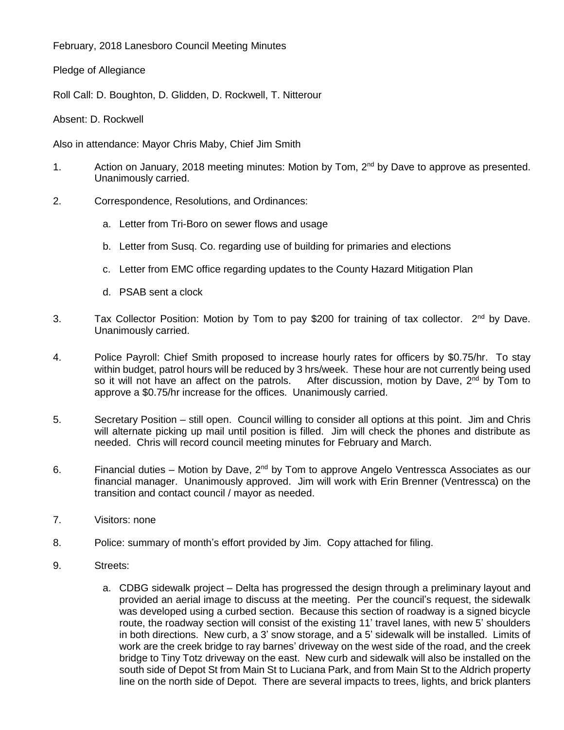February, 2018 Lanesboro Council Meeting Minutes

Pledge of Allegiance

Roll Call: D. Boughton, D. Glidden, D. Rockwell, T. Nitterour

Absent: D. Rockwell

Also in attendance: Mayor Chris Maby, Chief Jim Smith

1. Action on January, 2018 meeting minutes: Motion by Tom, 2nd by Dave to approve as presented. Unanimously carried.

2. Correspondence, Resolutions, and Ordinances:

   a. Letter from Tri-Boro on sewer flows and usage

   b. Letter from Susq. Co. regarding use of building for primaries and elections

   c. Letter from EMC office regarding updates to the County Hazard Mitigation Plan

   d. PSAB sent a clock

3. Tax Collector Position: Motion by Tom to pay $200 for training of tax collector. 2nd by Dave. Unanimously carried.

4. Police Payroll: Chief Smith proposed to increase hourly rates for officers by $0.75/hr. To stay within budget, patrol hours will be reduced by 3 hrs/week. These hour are not currently being used so it will not have an affect on the patrols. After discussion, motion by Dave, 2nd by Tom to approve a $0.75/hr increase for the offices. Unanimously carried.

5. Secretary Position – still open. Council willing to consider all options at this point. Jim and Chris will alternate picking up mail until position is filled. Jim will check the phones and distribute as needed. Chris will record council meeting minutes for February and March.

6. Financial duties – Motion by Dave, 2nd by Tom to approve Angelo Ventressca Associates as our financial manager. Unanimously approved. Jim will work with Erin Brenner (Ventressca) on the transition and contact council / mayor as needed.

7. Visitors: none

8. Police: summary of month's effort provided by Jim. Copy attached for filing.

9. Streets:

   a. CDBG sidewalk project – Delta has progressed the design through a preliminary layout and provided an aerial image to discuss at the meeting. Per the council's request, the sidewalk was developed using a curbed section. Because this section of roadway is a signed bicycle route, the roadway section will consist of the existing 11' travel lanes, with new 5' shoulders in both directions. New curb, a 3' snow storage, and a 5' sidewalk will be installed. Limits of work are the creek bridge to ray barnes' driveway on the west side of the road, and the creek bridge to Tiny Totz driveway on the east. New curb and sidewalk will also be installed on the south side of Depot St from Main St to Luciana Park, and from Main St to the Aldrich property line on the north side of Depot. There are several impacts to trees, lights, and brick planters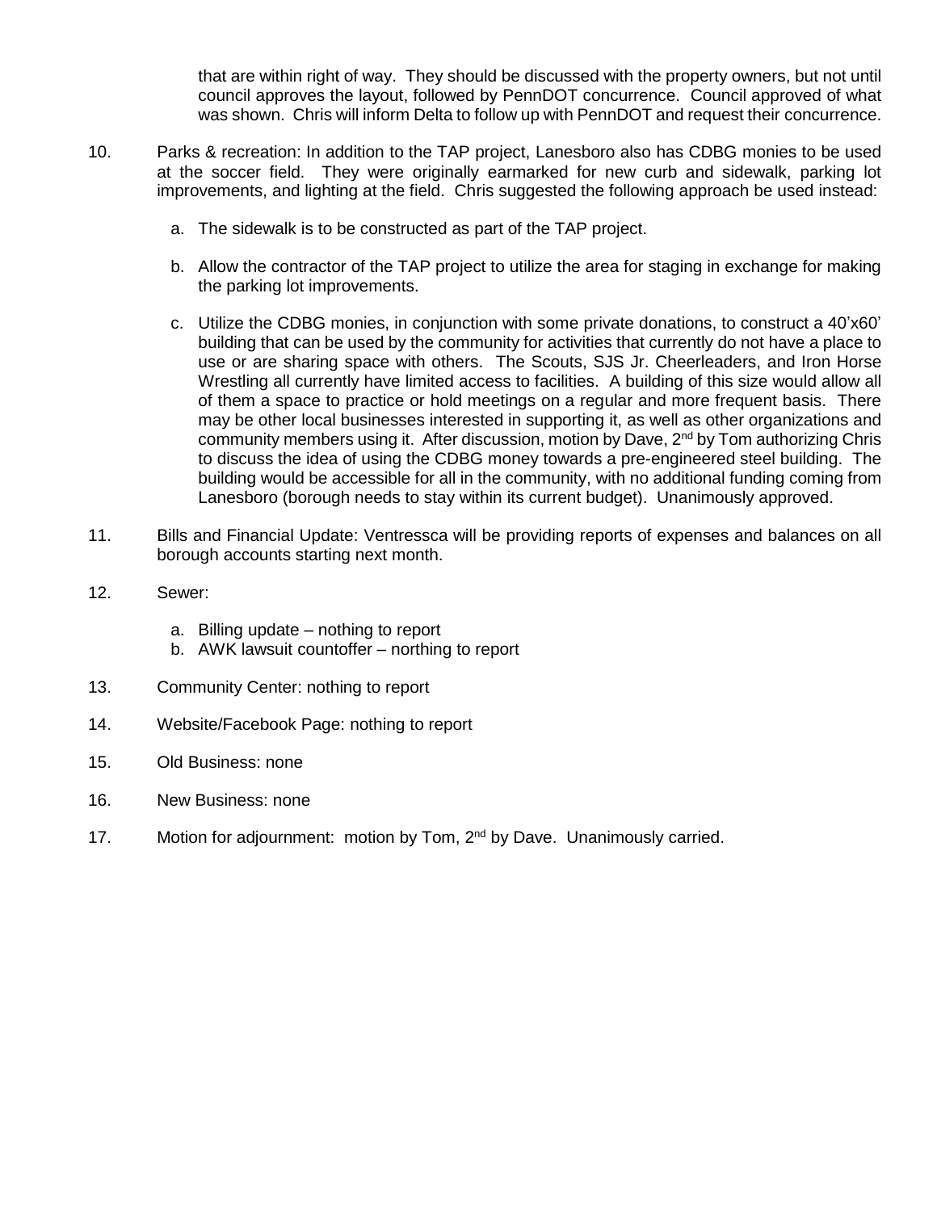that are within right of way. They should be discussed with the property owners, but not until council approves the layout, followed by PennDOT concurrence. Council approved of what was shown. Chris will inform Delta to follow up with PennDOT and request their concurrence.

10. Parks & recreation: In addition to the TAP project, Lanesboro also has CDBG monies to be used at the soccer field. They were originally earmarked for new curb and sidewalk, parking lot improvements, and lighting at the field. Chris suggested the following approach be used instead:

    a. The sidewalk is to be constructed as part of the TAP project.

    b. Allow the contractor of the TAP project to utilize the area for staging in exchange for making the parking lot improvements.

    c. Utilize the CDBG monies, in conjunction with some private donations, to construct a 40'x60' building that can be used by the community for activities that currently do not have a place to use or are sharing space with others. The Scouts, SJS Jr. Cheerleaders, and Iron Horse Wrestling all currently have limited access to facilities. A building of this size would allow all of them a space to practice or hold meetings on a regular and more frequent basis. There may be other local businesses interested in supporting it, as well as other organizations and community members using it. After discussion, motion by Dave, 2nd by Tom authorizing Chris to discuss the idea of using the CDBG money towards a pre-engineered steel building. The building would be accessible for all in the community, with no additional funding coming from Lanesboro (borough needs to stay within its current budget). Unanimously approved.

11. Bills and Financial Update: Ventressca will be providing reports of expenses and balances on all borough accounts starting next month.

12. Sewer:

    a. Billing update – nothing to report
    b. AWK lawsuit countoffer – northing to report

13. Community Center: nothing to report

14. Website/Facebook Page: nothing to report

15. Old Business: none

16. New Business: none

17. Motion for adjournment: motion by Tom, 2nd by Dave. Unanimously carried.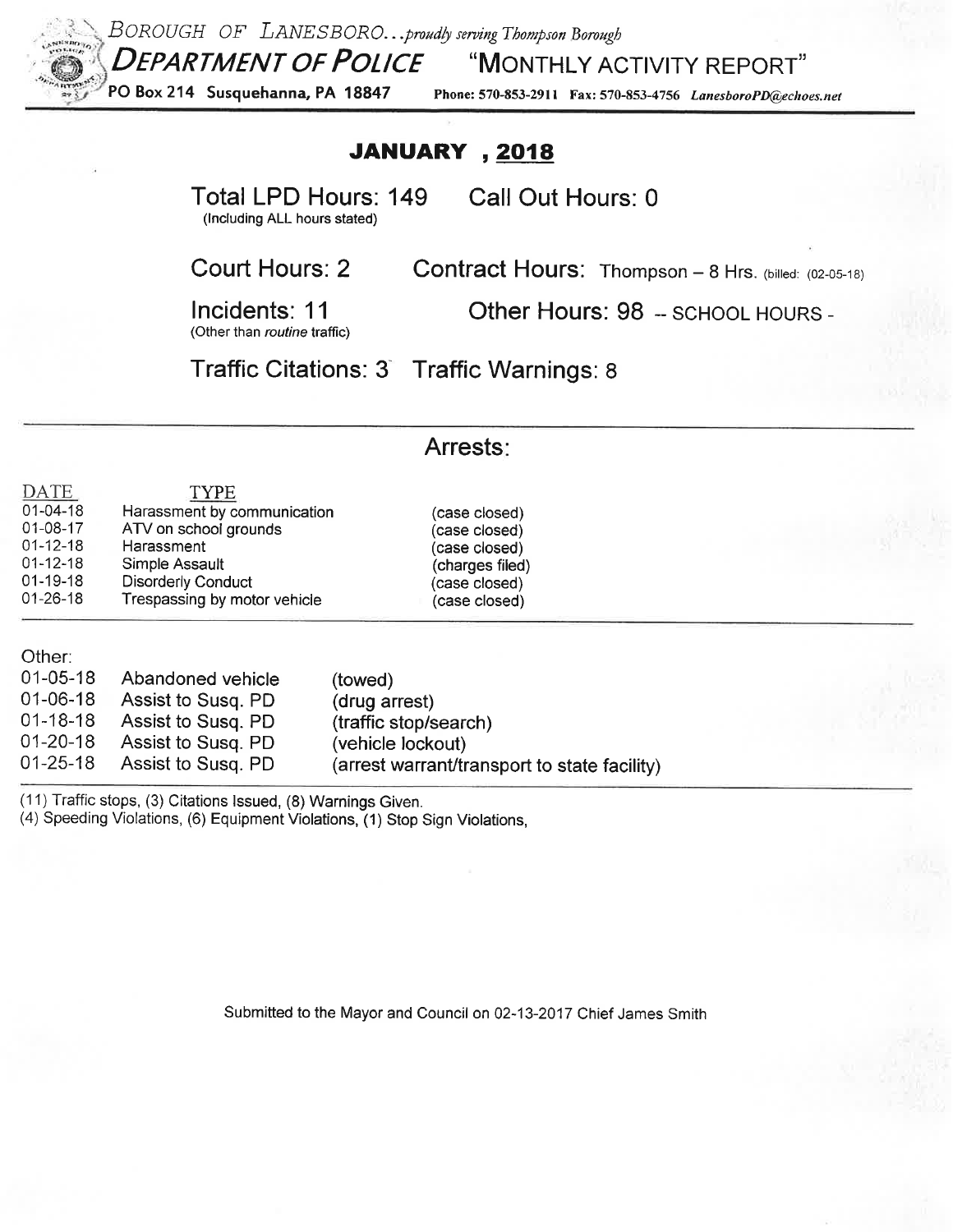*BOROUGH OF LANESBORO...proudly serving Thompson Borough*

**DEPARTMENT OF POLICE** "MONTHLY ACTIVITY REPORT"

PO Box 214 Susquehanna, PA 18847 Phone: 570-853-2911 Fax: 570-853-4756 *LanesboroPD@echoes.net*

## JANUARY , 2018

Total LPD Hours: 149 Call Out Hours: 0
(Including ALL hours stated)

Court Hours: 2 Contract Hours: Thompson – 8 Hrs. (billed: (02-05-18)

Incidents: 11 Other Hours: 98 -- SCHOOL HOURS -
(Other than *routine* traffic)

Traffic Citations: 3 Traffic Warnings: 8

## Arrests:

| DATE | TYPE | |
|---|---|---|
| 01-04-18 | Harassment by communication | (case closed) |
| 01-08-17 | ATV on school grounds | (case closed) |
| 01-12-18 | Harassment | (case closed) |
| 01-12-18 | Simple Assault | (charges filed) |
| 01-19-18 | Disorderly Conduct | (case closed) |
| 01-26-18 | Trespassing by motor vehicle | (case closed) |

Other:

| | | |
|---|---|---|
| 01-05-18 | Abandoned vehicle | (towed) |
| 01-06-18 | Assist to Susq. PD | (drug arrest) |
| 01-18-18 | Assist to Susq. PD | (traffic stop/search) |
| 01-20-18 | Assist to Susq. PD | (vehicle lockout) |
| 01-25-18 | Assist to Susq. PD | (arrest warrant/transport to state facility) |

(11) Traffic stops, (3) Citations Issued, (8) Warnings Given.
(4) Speeding Violations, (6) Equipment Violations, (1) Stop Sign Violations,

Submitted to the Mayor and Council on 02-13-2017 Chief James Smith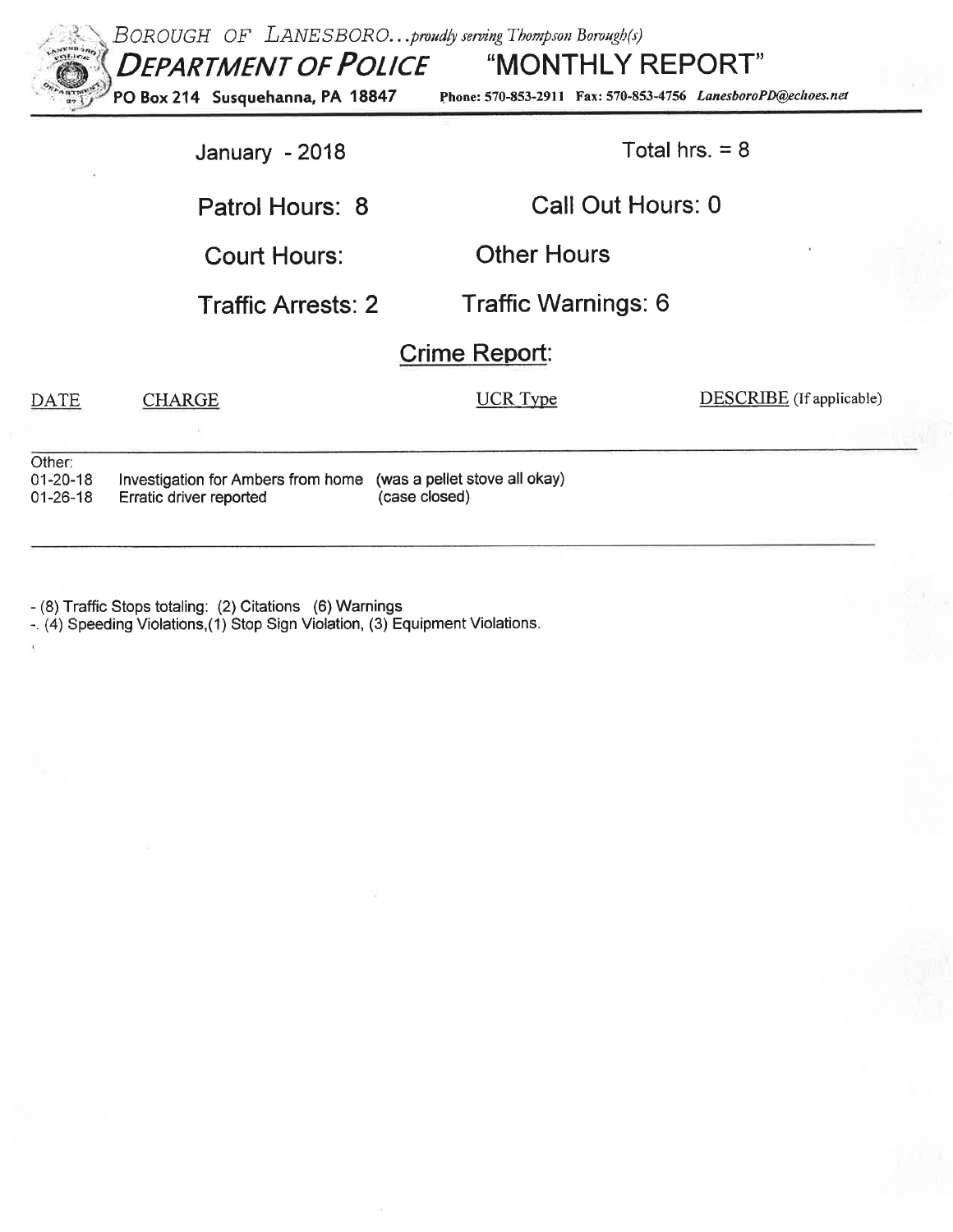*BOROUGH OF LANESBORO...proudly serving Thompson Borough(s)*

## *DEPARTMENT OF POLICE* "MONTHLY REPORT"

**PO Box 214 Susquehanna, PA 18847** **Phone: 570-853-2911 Fax: 570-853-4756** ***LanesboroPD@echoes.net***

January - 2018

Total hrs. = 8

Patrol Hours: 8

Call Out Hours: 0

Court Hours:

Other Hours

Traffic Arrests: 2

Traffic Warnings: 6

## Crime Report:

| DATE | CHARGE | UCR Type | DESCRIBE (If applicable) |
|---|---|---|---|

Other:

| | | |
|---|---|---|
| 01-20-18 | Investigation for Ambers from home | (was a pellet stove all okay) |
| 01-26-18 | Erratic driver reported | (case closed) |

- (8) Traffic Stops totaling: (2) Citations (6) Warnings
-. (4) Speeding Violations,(1) Stop Sign Violation, (3) Equipment Violations.